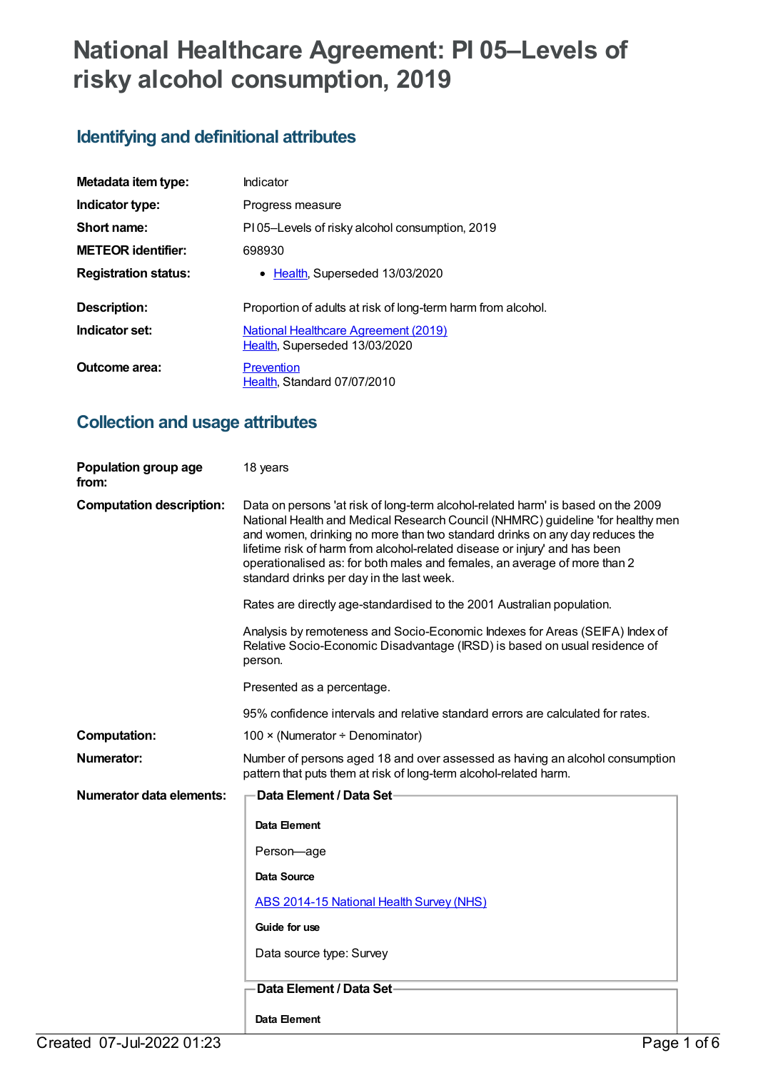# National Healthcare Agreement: PI 05–Levels of risky alcohol consumption, 2019

## Identifying and definitional attributes

| | |
|---|---|
| **Metadata item type:** | Indicator |
| **Indicator type:** | Progress measure |
| **Short name:** | PI 05–Levels of risky alcohol consumption, 2019 |
| **METEOR identifier:** | 698930 |
| **Registration status:** | • Health, Superseded 13/03/2020 |
| **Description:** | Proportion of adults at risk of long-term harm from alcohol. |
| **Indicator set:** | National Healthcare Agreement (2019) Health, Superseded 13/03/2020 |
| **Outcome area:** | Prevention Health, Standard 07/07/2010 |

## Collection and usage attributes

**Population group age from:** 18 years

**Computation description:** Data on persons 'at risk of long-term alcohol-related harm' is based on the 2009 National Health and Medical Research Council (NHMRC) guideline 'for healthy men and women, drinking no more than two standard drinks on any day reduces the lifetime risk of harm from alcohol-related disease or injury' and has been operationalised as: for both males and females, an average of more than 2 standard drinks per day in the last week.

Rates are directly age-standardised to the 2001 Australian population.

Analysis by remoteness and Socio-Economic Indexes for Areas (SEIFA) Index of Relative Socio-Economic Disadvantage (IRSD) is based on usual residence of person.

Presented as a percentage.

95% confidence intervals and relative standard errors are calculated for rates.

**Computation:** 100 × (Numerator ÷ Denominator)

**Numerator:** Number of persons aged 18 and over assessed as having an alcohol consumption pattern that puts them at risk of long-term alcohol-related harm.

**Numerator data elements:**

**Data Element / Data Set**

**Data Element**

Person—age

**Data Source**

ABS 2014-15 National Health Survey (NHS)

**Guide for use**

Data source type: Survey

**Data Element / Data Set**

**Data Element**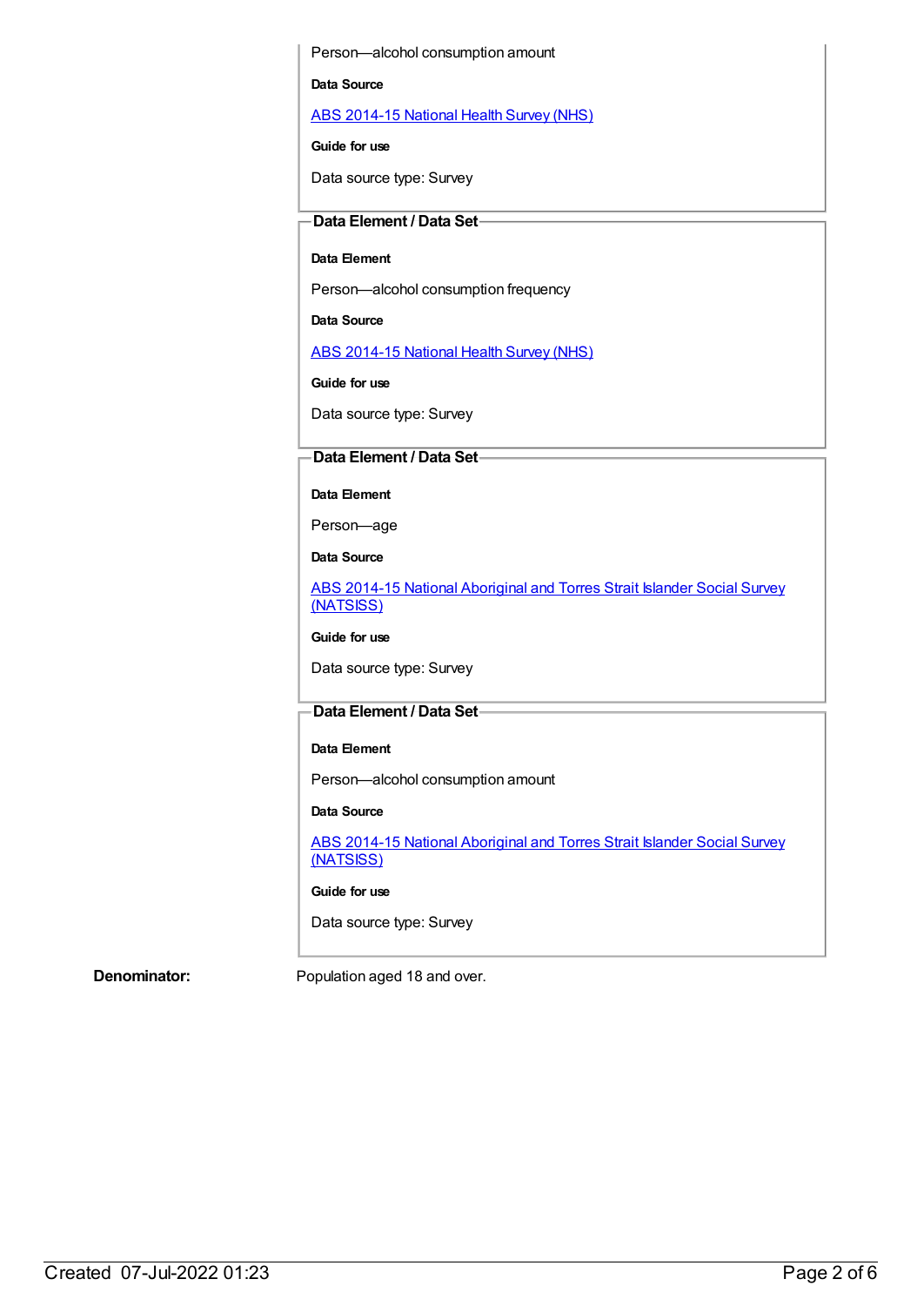Person—alcohol consumption amount

**Data Source**

[ABS 2014-15 National Health Survey (NHS)]

**Guide for use**

Data source type: Survey

**Data Element / Data Set**

**Data Element**

Person—alcohol consumption frequency

**Data Source**

[ABS 2014-15 National Health Survey (NHS)]

**Guide for use**

Data source type: Survey

**Data Element / Data Set**

**Data Element**

Person—age

**Data Source**

[ABS 2014-15 National Aboriginal and Torres Strait Islander Social Survey (NATSISS)]

**Guide for use**

Data source type: Survey

**Data Element / Data Set**

**Data Element**

Person—alcohol consumption amount

**Data Source**

[ABS 2014-15 National Aboriginal and Torres Strait Islander Social Survey (NATSISS)]

**Guide for use**

Data source type: Survey

**Denominator:** Population aged 18 and over.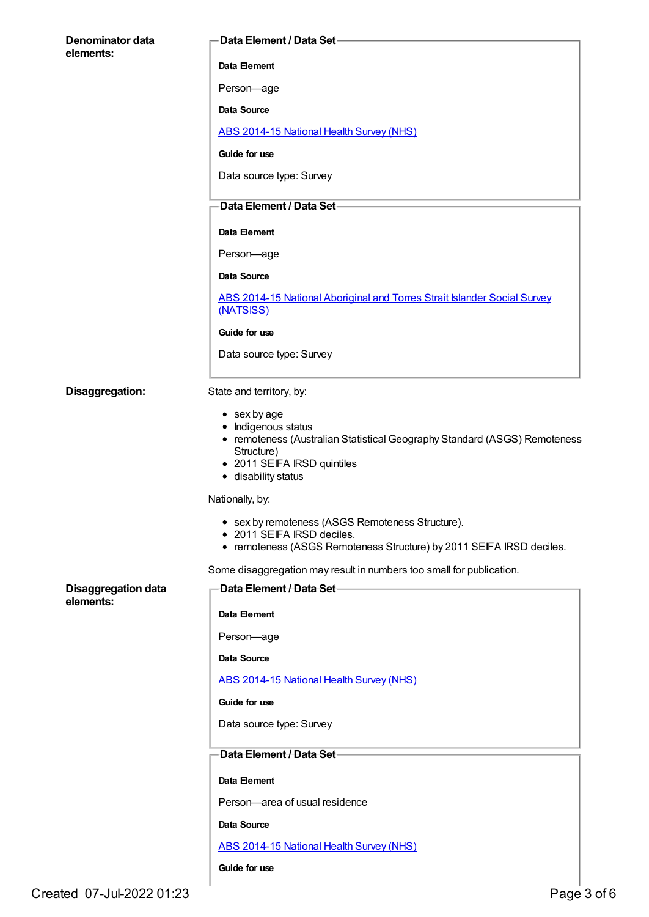**Denominator data elements:**

**Data Element / Data Set**

**Data Element**

Person—age

**Data Source**

[ABS 2014-15 National Health Survey (NHS)]

**Guide for use**

Data source type: Survey

**Data Element / Data Set**

**Data Element**

Person—age

**Data Source**

[ABS 2014-15 National Aboriginal and Torres Strait Islander Social Survey (NATSISS)]

**Guide for use**

Data source type: Survey

**Disaggregation:**

State and territory, by:

- sex by age
- Indigenous status
- remoteness (Australian Statistical Geography Standard (ASGS) Remoteness Structure)
- 2011 SEIFA IRSD quintiles
- disability status

Nationally, by:

- sex by remoteness (ASGS Remoteness Structure).
- 2011 SEIFA IRSD deciles.
- remoteness (ASGS Remoteness Structure) by 2011 SEIFA IRSD deciles.

Some disaggregation may result in numbers too small for publication.

**Disaggregation data elements:**

**Data Element / Data Set**

**Data Element**

Person—age

**Data Source**

[ABS 2014-15 National Health Survey (NHS)]

**Guide for use**

Data source type: Survey

**Data Element / Data Set**

**Data Element**

Person—area of usual residence

**Data Source**

[ABS 2014-15 National Health Survey (NHS)]

**Guide for use**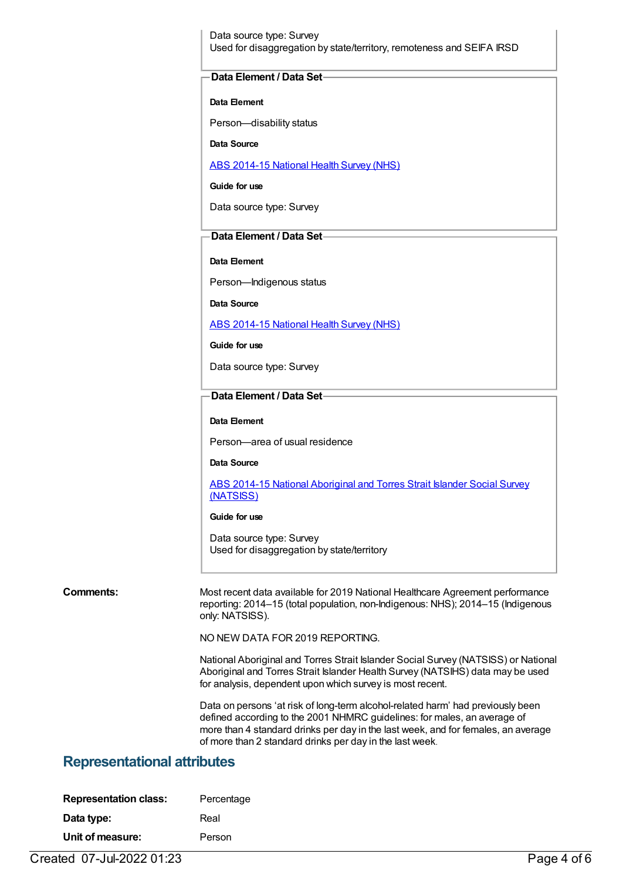Data source type: Survey
Used for disaggregation by state/territory, remoteness and SEIFA IRSD

**Data Element / Data Set**

**Data Element**

Person—disability status

**Data Source**

ABS 2014-15 National Health Survey (NHS)

**Guide for use**

Data source type: Survey

**Data Element / Data Set**

**Data Element**

Person—Indigenous status

**Data Source**

ABS 2014-15 National Health Survey (NHS)

**Guide for use**

Data source type: Survey

**Data Element / Data Set**

**Data Element**

Person—area of usual residence

**Data Source**

ABS 2014-15 National Aboriginal and Torres Strait Islander Social Survey (NATSISS)

**Guide for use**

Data source type: Survey
Used for disaggregation by state/territory

**Comments:**

Most recent data available for 2019 National Healthcare Agreement performance reporting: 2014–15 (total population, non-Indigenous: NHS); 2014–15 (Indigenous only: NATSISS).

NO NEW DATA FOR 2019 REPORTING.

National Aboriginal and Torres Strait Islander Social Survey (NATSISS) or National Aboriginal and Torres Strait Islander Health Survey (NATSIHS) data may be used for analysis, dependent upon which survey is most recent.

Data on persons 'at risk of long-term alcohol-related harm' had previously been defined according to the 2001 NHMRC guidelines: for males, an average of more than 4 standard drinks per day in the last week, and for females, an average of more than 2 standard drinks per day in the last week.

## Representational attributes

**Representation class:** Percentage

**Data type:** Real

**Unit of measure:** Person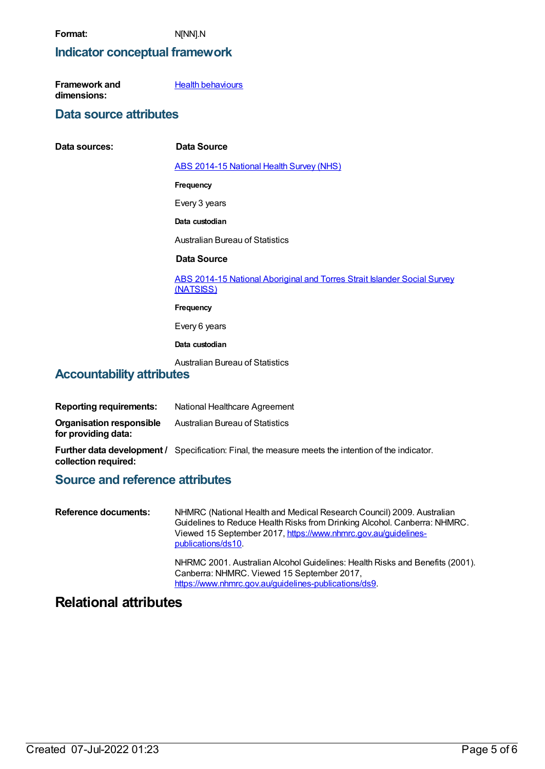**Format:** N[NN].N

## Indicator conceptual framework

**Framework and dimensions:** Health behaviours

## Data source attributes

**Data sources:**

**Data Source**

ABS 2014-15 National Health Survey (NHS)

**Frequency**

Every 3 years

**Data custodian**

Australian Bureau of Statistics

**Data Source**

ABS 2014-15 National Aboriginal and Torres Strait Islander Social Survey (NATSISS)

**Frequency**

Every 6 years

**Data custodian**

Australian Bureau of Statistics

## Accountability attributes

**Reporting requirements:** National Healthcare Agreement

**Organisation responsible for providing data:** Australian Bureau of Statistics

**Further data development / collection required:** Specification: Final, the measure meets the intention of the indicator.

## Source and reference attributes

**Reference documents:**

NHMRC (National Health and Medical Research Council) 2009. Australian Guidelines to Reduce Health Risks from Drinking Alcohol. Canberra: NHMRC. Viewed 15 September 2017, https://www.nhmrc.gov.au/guidelines-publications/ds10.

NHRMC 2001. Australian Alcohol Guidelines: Health Risks and Benefits (2001). Canberra: NHMRC. Viewed 15 September 2017, https://www.nhmrc.gov.au/guidelines-publications/ds9.

# Relational attributes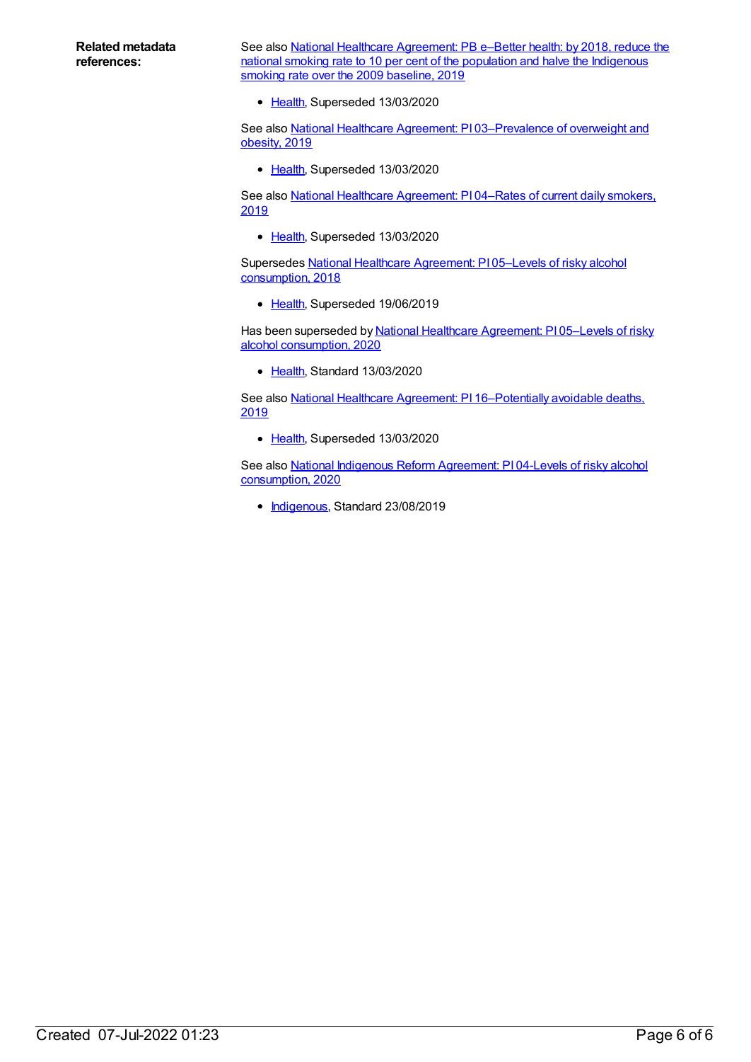**Related metadata references:**

See also National Healthcare Agreement: PB e–Better health: by 2018, reduce the national smoking rate to 10 per cent of the population and halve the Indigenous smoking rate over the 2009 baseline, 2019

- Health, Superseded 13/03/2020

See also National Healthcare Agreement: PI 03–Prevalence of overweight and obesity, 2019

- Health, Superseded 13/03/2020

See also National Healthcare Agreement: PI 04–Rates of current daily smokers, 2019

- Health, Superseded 13/03/2020

Supersedes National Healthcare Agreement: PI 05–Levels of risky alcohol consumption, 2018

- Health, Superseded 19/06/2019

Has been superseded by National Healthcare Agreement: PI 05–Levels of risky alcohol consumption, 2020

- Health, Standard 13/03/2020

See also National Healthcare Agreement: PI 16–Potentially avoidable deaths, 2019

- Health, Superseded 13/03/2020

See also National Indigenous Reform Agreement: PI 04-Levels of risky alcohol consumption, 2020

- Indigenous, Standard 23/08/2019